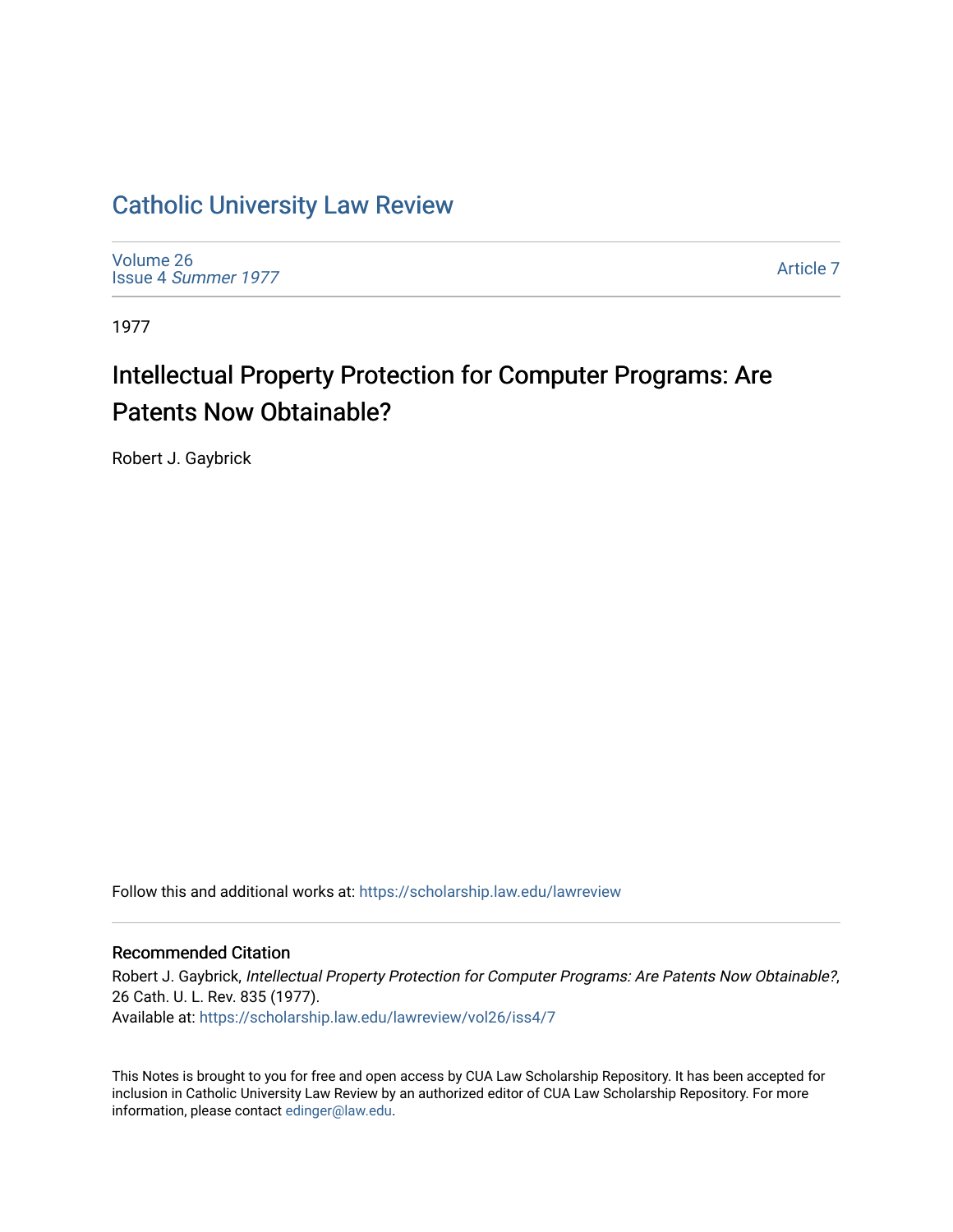# Catholic University Law Review

Volume 26
Issue 4 *Summer 1977*

Article 7

1977

## Intellectual Property Protection for Computer Programs: Are Patents Now Obtainable?

Robert J. Gaybrick

Follow this and additional works at: https://scholarship.law.edu/lawreview

### Recommended Citation

Robert J. Gaybrick, *Intellectual Property Protection for Computer Programs: Are Patents Now Obtainable?*, 26 Cath. U. L. Rev. 835 (1977).
Available at: https://scholarship.law.edu/lawreview/vol26/iss4/7

This Notes is brought to you for free and open access by CUA Law Scholarship Repository. It has been accepted for inclusion in Catholic University Law Review by an authorized editor of CUA Law Scholarship Repository. For more information, please contact edinger@law.edu.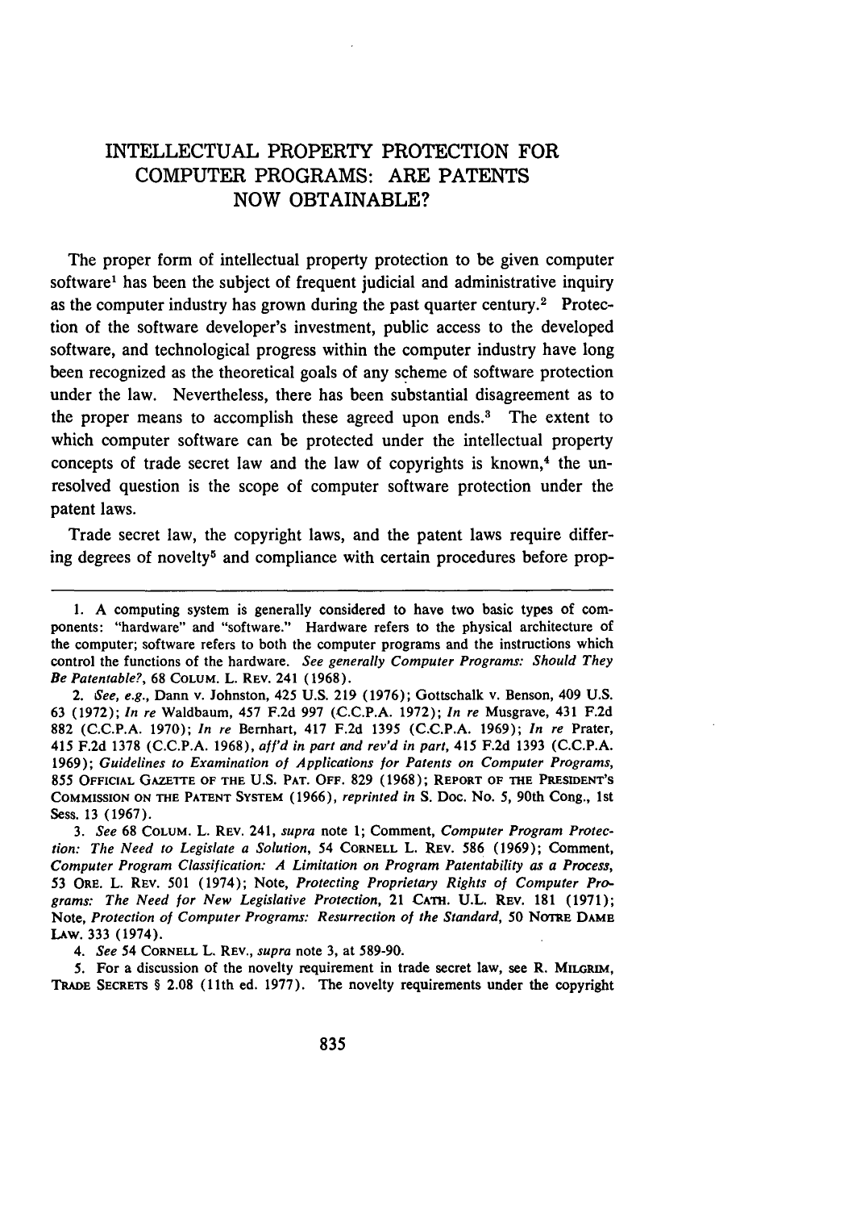# INTELLECTUAL PROPERTY PROTECTION FOR COMPUTER PROGRAMS: ARE PATENTS NOW OBTAINABLE?

The proper form of intellectual property protection to be given computer software[1] has been the subject of frequent judicial and administrative inquiry as the computer industry has grown during the past quarter century.[2] Protection of the software developer's investment, public access to the developed software, and technological progress within the computer industry have long been recognized as the theoretical goals of any scheme of software protection under the law. Nevertheless, there has been substantial disagreement as to the proper means to accomplish these agreed upon ends.[3] The extent to which computer software can be protected under the intellectual property concepts of trade secret law and the law of copyrights is known,[4] the unresolved question is the scope of computer software protection under the patent laws.

Trade secret law, the copyright laws, and the patent laws require differing degrees of novelty[5] and compliance with certain procedures before prop-

---

1. A computing system is generally considered to have two basic types of components: "hardware" and "software." Hardware refers to the physical architecture of the computer; software refers to both the computer programs and the instructions which control the functions of the hardware. *See generally Computer Programs: Should They Be Patentable?*, 68 COLUM. L. REV. 241 (1968).

2. *See, e.g.*, Dann v. Johnston, 425 U.S. 219 (1976); Gottschalk v. Benson, 409 U.S. 63 (1972); *In re* Waldbaum, 457 F.2d 997 (C.C.P.A. 1972); *In re* Musgrave, 431 F.2d 882 (C.C.P.A. 1970); *In re* Bernhart, 417 F.2d 1395 (C.C.P.A. 1969); *In re* Prater, 415 F.2d 1378 (C.C.P.A. 1968), *aff'd in part and rev'd in part*, 415 F.2d 1393 (C.C.P.A. 1969); *Guidelines to Examination of Applications for Patents on Computer Programs*, 855 OFFICIAL GAZETTE OF THE U.S. PAT. OFF. 829 (1968); REPORT OF THE PRESIDENT'S COMMISSION ON THE PATENT SYSTEM (1966), *reprinted in* S. Doc. No. 5, 90th Cong., 1st Sess. 13 (1967).

3. *See* 68 COLUM. L. REV. 241, *supra* note 1; Comment, *Computer Program Protection: The Need to Legislate a Solution*, 54 CORNELL L. REV. 586 (1969); Comment, *Computer Program Classification: A Limitation on Program Patentability as a Process*, 53 ORE. L. REV. 501 (1974); Note, *Protecting Proprietary Rights of Computer Programs: The Need for New Legislative Protection*, 21 CATH. U.L. REV. 181 (1971); Note, *Protection of Computer Programs: Resurrection of the Standard*, 50 NOTRE DAME LAW. 333 (1974).

4. *See* 54 CORNELL L. REV., *supra* note 3, at 589-90.

5. For a discussion of the novelty requirement in trade secret law, see R. MILGRIM, TRADE SECRETS § 2.08 (11th ed. 1977). The novelty requirements under the copyright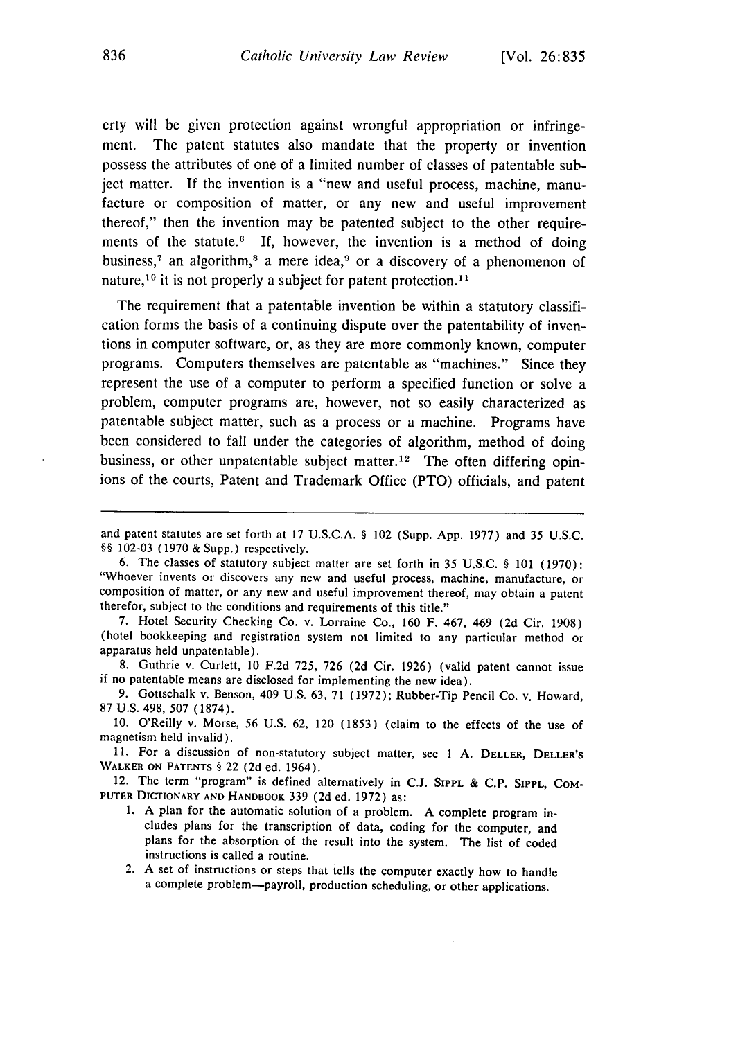erty will be given protection against wrongful appropriation or infringement. The patent statutes also mandate that the property or invention possess the attributes of one of a limited number of classes of patentable subject matter. If the invention is a "new and useful process, machine, manufacture or composition of matter, or any new and useful improvement thereof," then the invention may be patented subject to the other requirements of the statute.[6] If, however, the invention is a method of doing business,[7] an algorithm,[8] a mere idea,[9] or a discovery of a phenomenon of nature,[10] it is not properly a subject for patent protection.[11]

The requirement that a patentable invention be within a statutory classification forms the basis of a continuing dispute over the patentability of inventions in computer software, or, as they are more commonly known, computer programs. Computers themselves are patentable as "machines." Since they represent the use of a computer to perform a specified function or solve a problem, computer programs are, however, not so easily characterized as patentable subject matter, such as a process or a machine. Programs have been considered to fall under the categories of algorithm, method of doing business, or other unpatentable subject matter.[12] The often differing opinions of the courts, Patent and Trademark Office (PTO) officials, and patent

---

and patent statutes are set forth at 17 U.S.C.A. § 102 (Supp. App. 1977) and 35 U.S.C. §§ 102-03 (1970 & Supp.) respectively.

6. The classes of statutory subject matter are set forth in 35 U.S.C. § 101 (1970): "Whoever invents or discovers any new and useful process, machine, manufacture, or composition of matter, or any new and useful improvement thereof, may obtain a patent therefor, subject to the conditions and requirements of this title."

7. Hotel Security Checking Co. v. Lorraine Co., 160 F. 467, 469 (2d Cir. 1908) (hotel bookkeeping and registration system not limited to any particular method or apparatus held unpatentable).

8. Guthrie v. Curlett, 10 F.2d 725, 726 (2d Cir. 1926) (valid patent cannot issue if no patentable means are disclosed for implementing the new idea).

9. Gottschalk v. Benson, 409 U.S. 63, 71 (1972); Rubber-Tip Pencil Co. v. Howard, 87 U.S. 498, 507 (1874).

10. O'Reilly v. Morse, 56 U.S. 62, 120 (1853) (claim to the effects of the use of magnetism held invalid).

11. For a discussion of non-statutory subject matter, see 1 A. Deller, Deller's Walker on Patents § 22 (2d ed. 1964).

12. The term "program" is defined alternatively in C.J. Sippl & C.P. Sippl, Computer Dictionary and Handbook 339 (2d ed. 1972) as:

1. A plan for the automatic solution of a problem. A complete program includes plans for the transcription of data, coding for the computer, and plans for the absorption of the result into the system. The list of coded instructions is called a routine.
2. A set of instructions or steps that tells the computer exactly how to handle a complete problem—payroll, production scheduling, or other applications.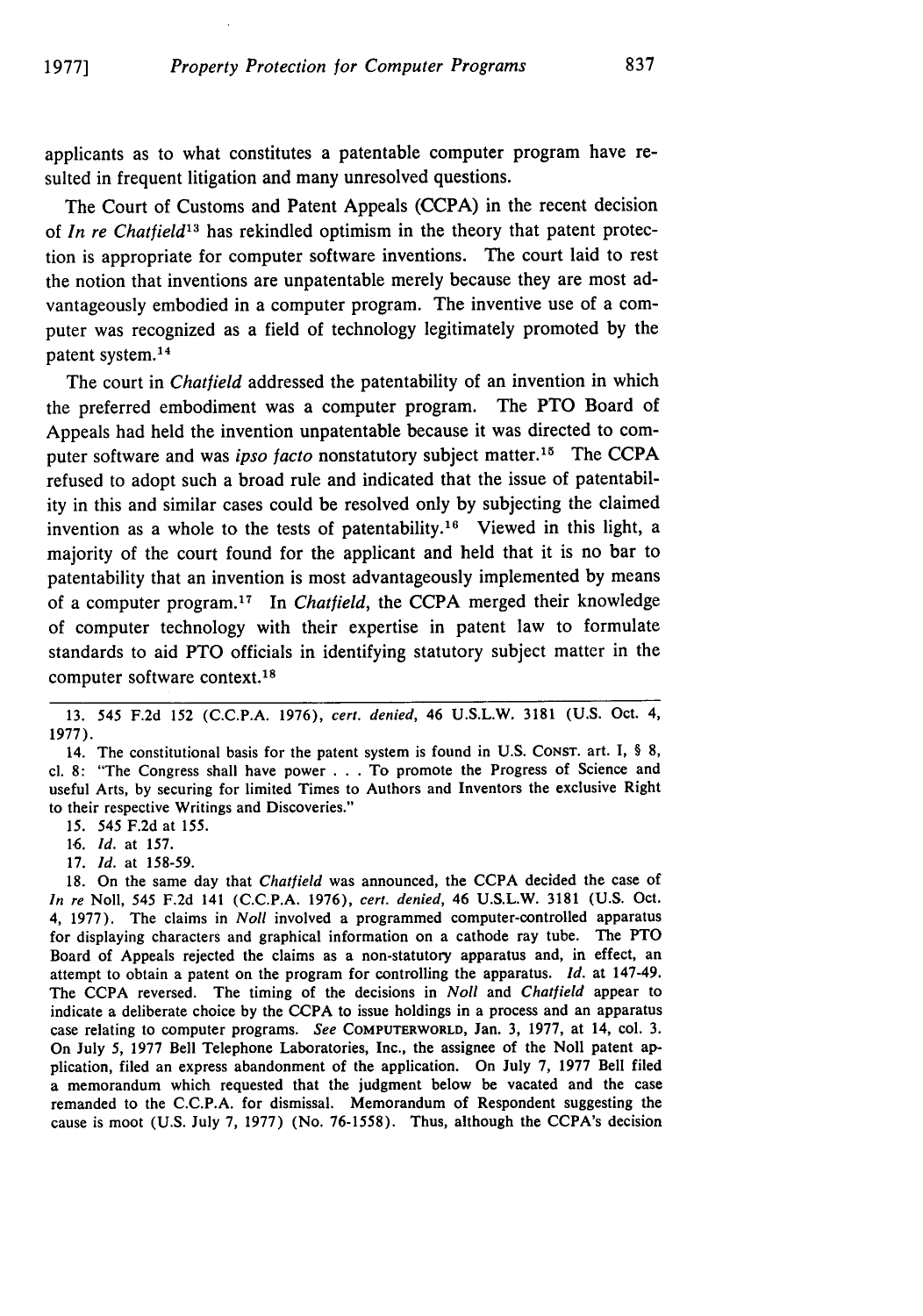applicants as to what constitutes a patentable computer program have resulted in frequent litigation and many unresolved questions.

The Court of Customs and Patent Appeals (CCPA) in the recent decision of *In re Chatfield*[13] has rekindled optimism in the theory that patent protection is appropriate for computer software inventions. The court laid to rest the notion that inventions are unpatentable merely because they are most advantageously embodied in a computer program. The inventive use of a computer was recognized as a field of technology legitimately promoted by the patent system.[14]

The court in *Chatfield* addressed the patentability of an invention in which the preferred embodiment was a computer program. The PTO Board of Appeals had held the invention unpatentable because it was directed to computer software and was *ipso facto* nonstatutory subject matter.[15] The CCPA refused to adopt such a broad rule and indicated that the issue of patentability in this and similar cases could be resolved only by subjecting the claimed invention as a whole to the tests of patentability.[16] Viewed in this light, a majority of the court found for the applicant and held that it is no bar to patentability that an invention is most advantageously implemented by means of a computer program.[17] In *Chatfield*, the CCPA merged their knowledge of computer technology with their expertise in patent law to formulate standards to aid PTO officials in identifying statutory subject matter in the computer software context.[18]

---

13. 545 F.2d 152 (C.C.P.A. 1976), *cert. denied*, 46 U.S.L.W. 3181 (U.S. Oct. 4, 1977).

14. The constitutional basis for the patent system is found in U.S. CONST. art. I, § 8, cl. 8: "The Congress shall have power . . . To promote the Progress of Science and useful Arts, by securing for limited Times to Authors and Inventors the exclusive Right to their respective Writings and Discoveries."

15. 545 F.2d at 155.

16. *Id.* at 157.

17. *Id.* at 158-59.

18. On the same day that *Chatfield* was announced, the CCPA decided the case of *In re* Noll, 545 F.2d 141 (C.C.P.A. 1976), *cert. denied*, 46 U.S.L.W. 3181 (U.S. Oct. 4, 1977). The claims in *Noll* involved a programmed computer-controlled apparatus for displaying characters and graphical information on a cathode ray tube. The PTO Board of Appeals rejected the claims as a non-statutory apparatus and, in effect, an attempt to obtain a patent on the program for controlling the apparatus. *Id.* at 147-49. The CCPA reversed. The timing of the decisions in *Noll* and *Chatfield* appear to indicate a deliberate choice by the CCPA to issue holdings in a process and an apparatus case relating to computer programs. *See* COMPUTERWORLD, Jan. 3, 1977, at 14, col. 3. On July 5, 1977 Bell Telephone Laboratories, Inc., the assignee of the Noll patent application, filed an express abandonment of the application. On July 7, 1977 Bell filed a memorandum which requested that the judgment below be vacated and the case remanded to the C.C.P.A. for dismissal. Memorandum of Respondent suggesting the cause is moot (U.S. July 7, 1977) (No. 76-1558). Thus, although the CCPA's decision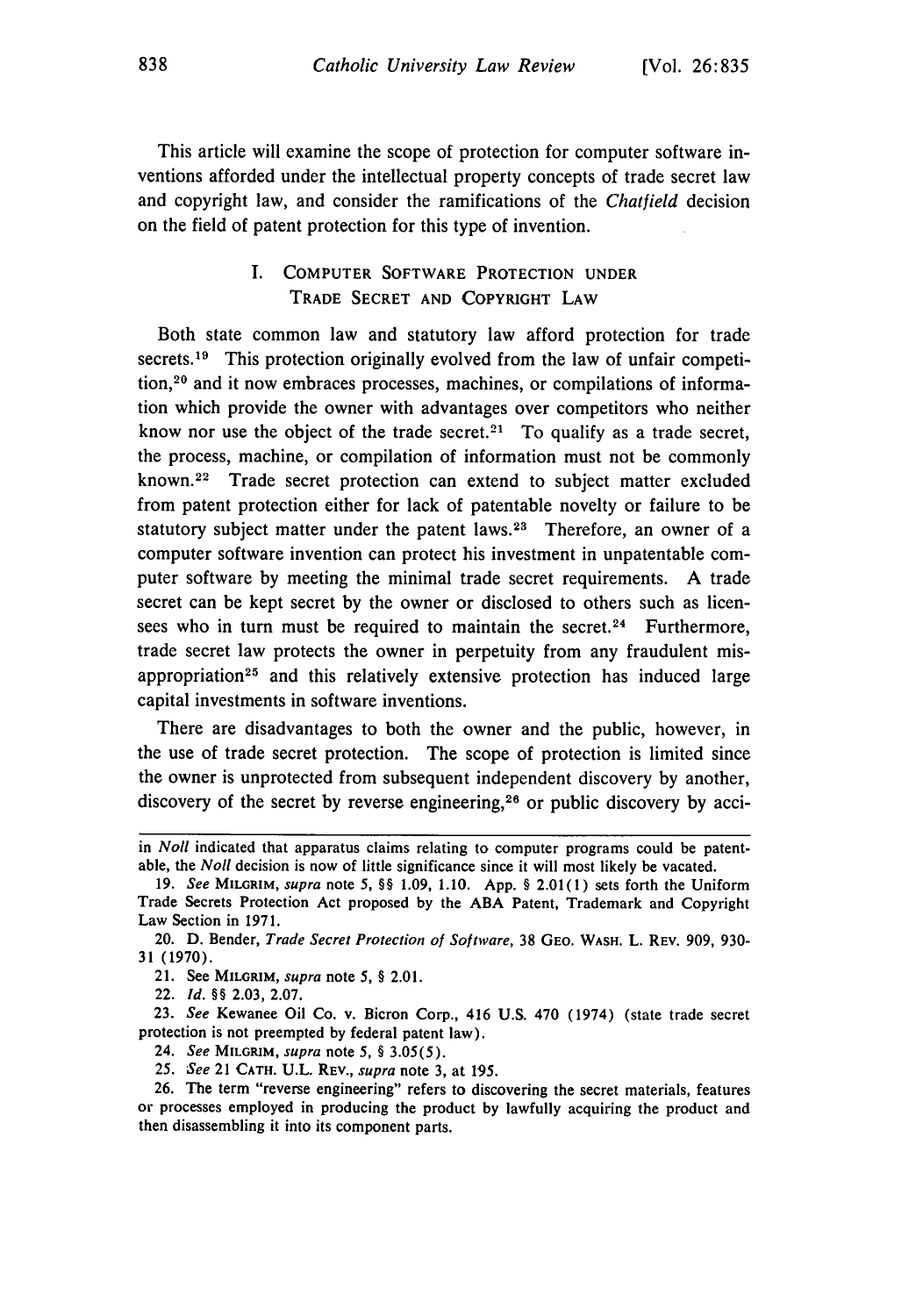This article will examine the scope of protection for computer software inventions afforded under the intellectual property concepts of trade secret law and copyright law, and consider the ramifications of the *Chatfield* decision on the field of patent protection for this type of invention.

## I. Computer Software Protection under Trade Secret and Copyright Law

Both state common law and statutory law afford protection for trade secrets.[19] This protection originally evolved from the law of unfair competition,[20] and it now embraces processes, machines, or compilations of information which provide the owner with advantages over competitors who neither know nor use the object of the trade secret.[21] To qualify as a trade secret, the process, machine, or compilation of information must not be commonly known.[22] Trade secret protection can extend to subject matter excluded from patent protection either for lack of patentable novelty or failure to be statutory subject matter under the patent laws.[23] Therefore, an owner of a computer software invention can protect his investment in unpatentable computer software by meeting the minimal trade secret requirements. A trade secret can be kept secret by the owner or disclosed to others such as licensees who in turn must be required to maintain the secret.[24] Furthermore, trade secret law protects the owner in perpetuity from any fraudulent misappropriation[25] and this relatively extensive protection has induced large capital investments in software inventions.

There are disadvantages to both the owner and the public, however, in the use of trade secret protection. The scope of protection is limited since the owner is unprotected from subsequent independent discovery by another, discovery of the secret by reverse engineering,[26] or public discovery by acci-

---

in *Noll* indicated that apparatus claims relating to computer programs could be patentable, the *Noll* decision is now of little significance since it will most likely be vacated.

19. *See* MILGRIM, *supra* note 5, §§ 1.09, 1.10. App. § 2.01(1) sets forth the Uniform Trade Secrets Protection Act proposed by the ABA Patent, Trademark and Copyright Law Section in 1971.

20. D. Bender, *Trade Secret Protection of Software*, 38 GEO. WASH. L. REV. 909, 930-31 (1970).

21. See MILGRIM, *supra* note 5, § 2.01.

22. *Id.* §§ 2.03, 2.07.

23. *See* Kewanee Oil Co. v. Bicron Corp., 416 U.S. 470 (1974) (state trade secret protection is not preempted by federal patent law).

24. *See* MILGRIM, *supra* note 5, § 3.05(5).

25. *See* 21 CATH. U.L. REV., *supra* note 3, at 195.

26. The term "reverse engineering" refers to discovering the secret materials, features or processes employed in producing the product by lawfully acquiring the product and then disassembling it into its component parts.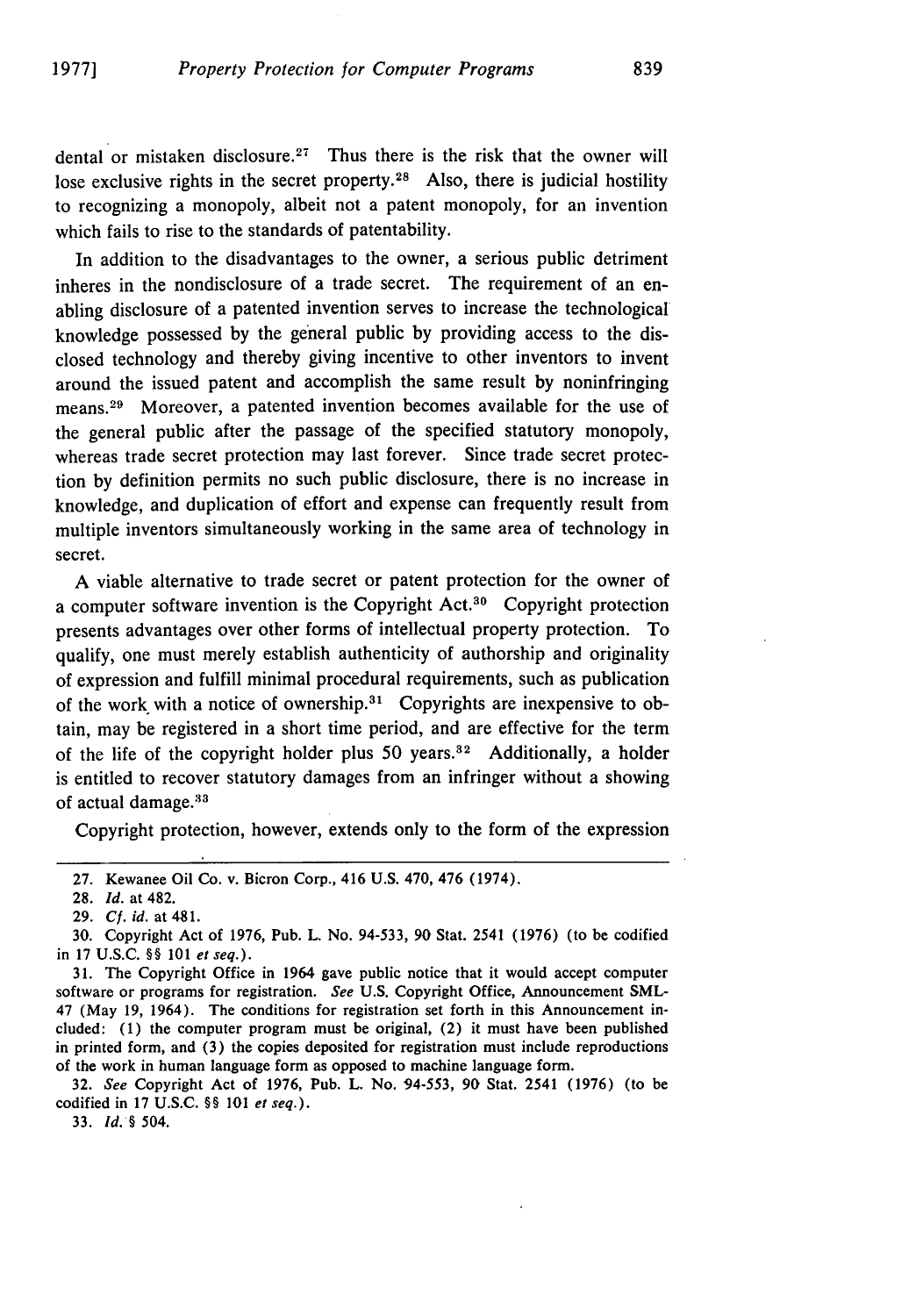dental or mistaken disclosure.[27] Thus there is the risk that the owner will lose exclusive rights in the secret property.[28] Also, there is judicial hostility to recognizing a monopoly, albeit not a patent monopoly, for an invention which fails to rise to the standards of patentability.

In addition to the disadvantages to the owner, a serious public detriment inheres in the nondisclosure of a trade secret. The requirement of an enabling disclosure of a patented invention serves to increase the technological knowledge possessed by the general public by providing access to the disclosed technology and thereby giving incentive to other inventors to invent around the issued patent and accomplish the same result by noninfringing means.[29] Moreover, a patented invention becomes available for the use of the general public after the passage of the specified statutory monopoly, whereas trade secret protection may last forever. Since trade secret protection by definition permits no such public disclosure, there is no increase in knowledge, and duplication of effort and expense can frequently result from multiple inventors simultaneously working in the same area of technology in secret.

A viable alternative to trade secret or patent protection for the owner of a computer software invention is the Copyright Act.[30] Copyright protection presents advantages over other forms of intellectual property protection. To qualify, one must merely establish authenticity of authorship and originality of expression and fulfill minimal procedural requirements, such as publication of the work with a notice of ownership.[31] Copyrights are inexpensive to obtain, may be registered in a short time period, and are effective for the term of the life of the copyright holder plus 50 years.[32] Additionally, a holder is entitled to recover statutory damages from an infringer without a showing of actual damage.[33]

Copyright protection, however, extends only to the form of the expression

---

27. Kewanee Oil Co. v. Bicron Corp., 416 U.S. 470, 476 (1974).

28. *Id.* at 482.

29. *Cf. id.* at 481.

30. Copyright Act of 1976, Pub. L. No. 94-533, 90 Stat. 2541 (1976) (to be codified in 17 U.S.C. §§ 101 *et seq.*).

31. The Copyright Office in 1964 gave public notice that it would accept computer software or programs for registration. *See* U.S. Copyright Office, Announcement SML-47 (May 19, 1964). The conditions for registration set forth in this Announcement included: (1) the computer program must be original, (2) it must have been published in printed form, and (3) the copies deposited for registration must include reproductions of the work in human language form as opposed to machine language form.

32. *See* Copyright Act of 1976, Pub. L. No. 94-553, 90 Stat. 2541 (1976) (to be codified in 17 U.S.C. §§ 101 *et seq.*).

33. *Id.* § 504.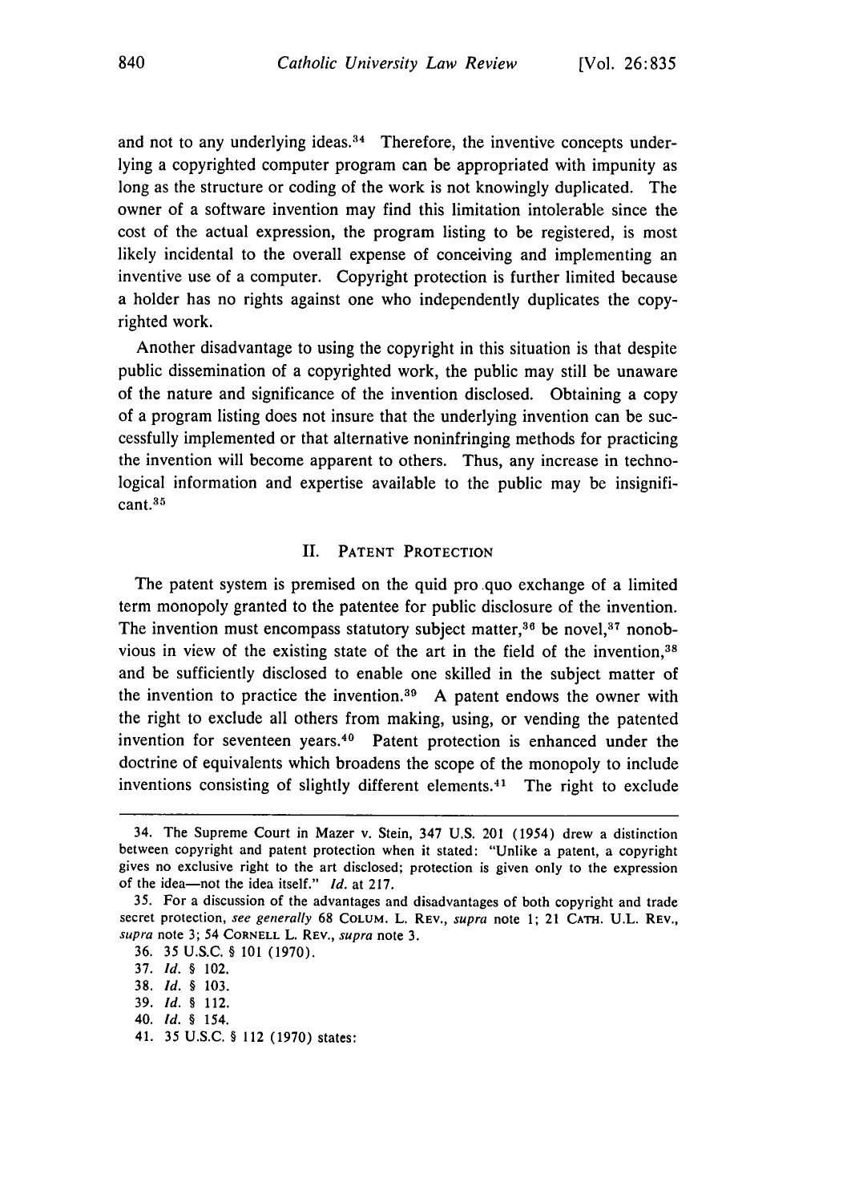and not to any underlying ideas.[34] Therefore, the inventive concepts underlying a copyrighted computer program can be appropriated with impunity as long as the structure or coding of the work is not knowingly duplicated. The owner of a software invention may find this limitation intolerable since the cost of the actual expression, the program listing to be registered, is most likely incidental to the overall expense of conceiving and implementing an inventive use of a computer. Copyright protection is further limited because a holder has no rights against one who independently duplicates the copyrighted work.

Another disadvantage to using the copyright in this situation is that despite public dissemination of a copyrighted work, the public may still be unaware of the nature and significance of the invention disclosed. Obtaining a copy of a program listing does not insure that the underlying invention can be successfully implemented or that alternative noninfringing methods for practicing the invention will become apparent to others. Thus, any increase in technological information and expertise available to the public may be insignificant.[35]

## II. PATENT PROTECTION

The patent system is premised on the quid pro quo exchange of a limited term monopoly granted to the patentee for public disclosure of the invention. The invention must encompass statutory subject matter,[36] be novel,[37] nonobvious in view of the existing state of the art in the field of the invention,[38] and be sufficiently disclosed to enable one skilled in the subject matter of the invention to practice the invention.[39] A patent endows the owner with the right to exclude all others from making, using, or vending the patented invention for seventeen years.[40] Patent protection is enhanced under the doctrine of equivalents which broadens the scope of the monopoly to include inventions consisting of slightly different elements.[41] The right to exclude

---

34. The Supreme Court in Mazer v. Stein, 347 U.S. 201 (1954) drew a distinction between copyright and patent protection when it stated: "Unlike a patent, a copyright gives no exclusive right to the art disclosed; protection is given only to the expression of the idea—not the idea itself." *Id.* at 217.

35. For a discussion of the advantages and disadvantages of both copyright and trade secret protection, *see generally* 68 COLUM. L. REV., *supra* note 1; 21 CATH. U.L. REV., *supra* note 3; 54 CORNELL L. REV., *supra* note 3.

36. 35 U.S.C. § 101 (1970).

37. *Id.* § 102.

38. *Id.* § 103.

39. *Id.* § 112.

40. *Id.* § 154.

41. 35 U.S.C. § 112 (1970) states: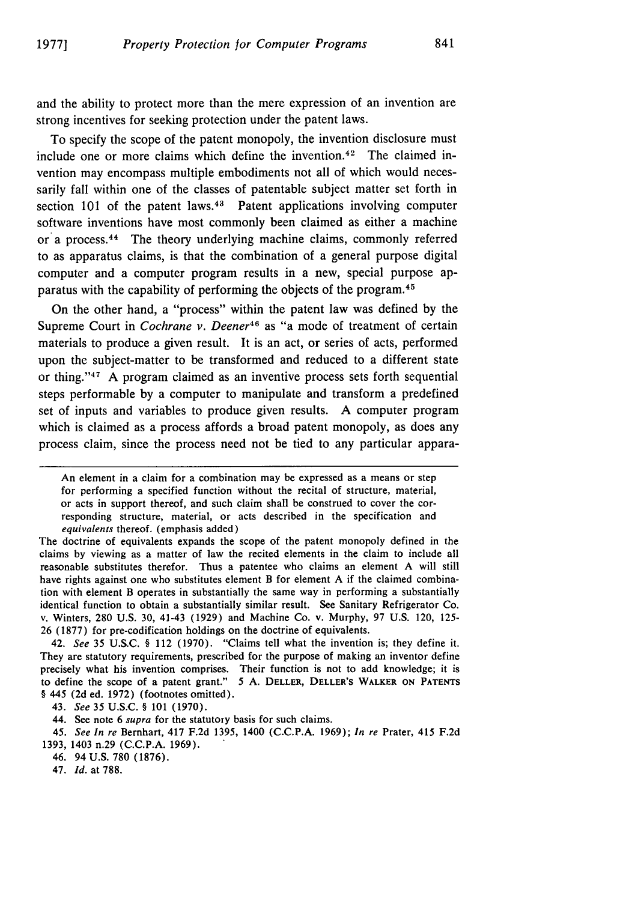and the ability to protect more than the mere expression of an invention are strong incentives for seeking protection under the patent laws.

To specify the scope of the patent monopoly, the invention disclosure must include one or more claims which define the invention.[42] The claimed invention may encompass multiple embodiments not all of which would necessarily fall within one of the classes of patentable subject matter set forth in section 101 of the patent laws.[43] Patent applications involving computer software inventions have most commonly been claimed as either a machine or a process.[44] The theory underlying machine claims, commonly referred to as apparatus claims, is that the combination of a general purpose digital computer and a computer program results in a new, special purpose apparatus with the capability of performing the objects of the program.[45]

On the other hand, a "process" within the patent law was defined by the Supreme Court in *Cochrane v. Deener*[46] as "a mode of treatment of certain materials to produce a given result. It is an act, or series of acts, performed upon the subject-matter to be transformed and reduced to a different state or thing."[47] A program claimed as an inventive process sets forth sequential steps performable by a computer to manipulate and transform a predefined set of inputs and variables to produce given results. A computer program which is claimed as a process affords a broad patent monopoly, as does any process claim, since the process need not be tied to any particular appara-

---

> An element in a claim for a combination may be expressed as a means or step for performing a specified function without the recital of structure, material, or acts in support thereof, and such claim shall be construed to cover the corresponding structure, material, or acts described in the specification and *equivalents* thereof. (emphasis added)

The doctrine of equivalents expands the scope of the patent monopoly defined in the claims by viewing as a matter of law the recited elements in the claim to include all reasonable substitutes therefor. Thus a patentee who claims an element A will still have rights against one who substitutes element B for element A if the claimed combination with element B operates in substantially the same way in performing a substantially identical function to obtain a substantially similar result. See Sanitary Refrigerator Co. v. Winters, 280 U.S. 30, 41-43 (1929) and Machine Co. v. Murphy, 97 U.S. 120, 125-26 (1877) for pre-codification holdings on the doctrine of equivalents.

42. *See* 35 U.S.C. § 112 (1970). "Claims tell what the invention is; they define it. They are statutory requirements, prescribed for the purpose of making an inventor define precisely what his invention comprises. Their function is not to add knowledge; it is to define the scope of a patent grant." 5 A. DELLER, DELLER'S WALKER ON PATENTS § 445 (2d ed. 1972) (footnotes omitted).

43. *See* 35 U.S.C. § 101 (1970).

44. See note 6 *supra* for the statutory basis for such claims.

45. *See In re* Bernhart, 417 F.2d 1395, 1400 (C.C.P.A. 1969); *In re* Prater, 415 F.2d 1393, 1403 n.29 (C.C.P.A. 1969).

46. 94 U.S. 780 (1876).

47. *Id.* at 788.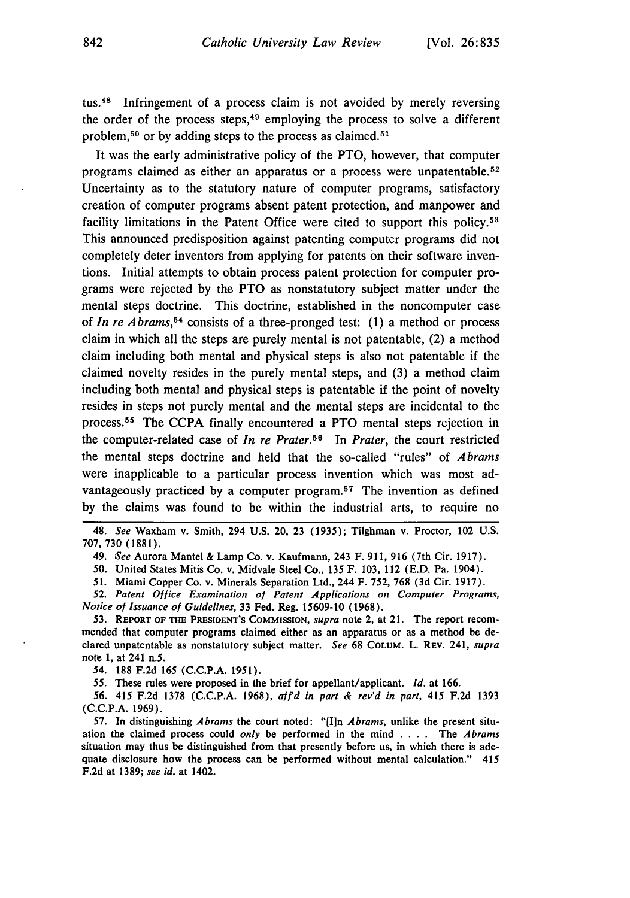tus.[48] Infringement of a process claim is not avoided by merely reversing the order of the process steps,[49] employing the process to solve a different problem,[50] or by adding steps to the process as claimed.[51]

It was the early administrative policy of the PTO, however, that computer programs claimed as either an apparatus or a process were unpatentable.[52] Uncertainty as to the statutory nature of computer programs, satisfactory creation of computer programs absent patent protection, and manpower and facility limitations in the Patent Office were cited to support this policy.[53] This announced predisposition against patenting computer programs did not completely deter inventors from applying for patents on their software inventions. Initial attempts to obtain process patent protection for computer programs were rejected by the PTO as nonstatutory subject matter under the mental steps doctrine. This doctrine, established in the noncomputer case of *In re Abrams*,[54] consists of a three-pronged test: (1) a method or process claim in which all the steps are purely mental is not patentable, (2) a method claim including both mental and physical steps is also not patentable if the claimed novelty resides in the purely mental steps, and (3) a method claim including both mental and physical steps is patentable if the point of novelty resides in steps not purely mental and the mental steps are incidental to the process.[55] The CCPA finally encountered a PTO mental steps rejection in the computer-related case of *In re Prater*.[56] In *Prater*, the court restricted the mental steps doctrine and held that the so-called "rules" of *Abrams* were inapplicable to a particular process invention which was most advantageously practiced by a computer program.[57] The invention as defined by the claims was found to be within the industrial arts, to require no

---

48. *See* Waxham v. Smith, 294 U.S. 20, 23 (1935); Tilghman v. Proctor, 102 U.S. 707, 730 (1881).

49. *See* Aurora Mantel & Lamp Co. v. Kaufmann, 243 F. 911, 916 (7th Cir. 1917).

50. United States Mitis Co. v. Midvale Steel Co., 135 F. 103, 112 (E.D. Pa. 1904).

51. Miami Copper Co. v. Minerals Separation Ltd., 244 F. 752, 768 (3d Cir. 1917).

52. *Patent Office Examination of Patent Applications on Computer Programs, Notice of Issuance of Guidelines*, 33 Fed. Reg. 15609-10 (1968).

53. REPORT OF THE PRESIDENT'S COMMISSION, *supra* note 2, at 21. The report recommended that computer programs claimed either as an apparatus or as a method be declared unpatentable as nonstatutory subject matter. *See* 68 COLUM. L. REV. 241, *supra* note 1, at 241 n.5.

54. 188 F.2d 165 (C.C.P.A. 1951).

55. These rules were proposed in the brief for appellant/applicant. *Id.* at 166.

56. 415 F.2d 1378 (C.C.P.A. 1968), *aff'd in part & rev'd in part*, 415 F.2d 1393 (C.C.P.A. 1969).

57. In distinguishing *Abrams* the court noted: "[I]n *Abrams*, unlike the present situation the claimed process could *only* be performed in the mind . . . . The *Abrams* situation may thus be distinguished from that presently before us, in which there is adequate disclosure how the process can be performed without mental calculation." 415 F.2d at 1389; *see id.* at 1402.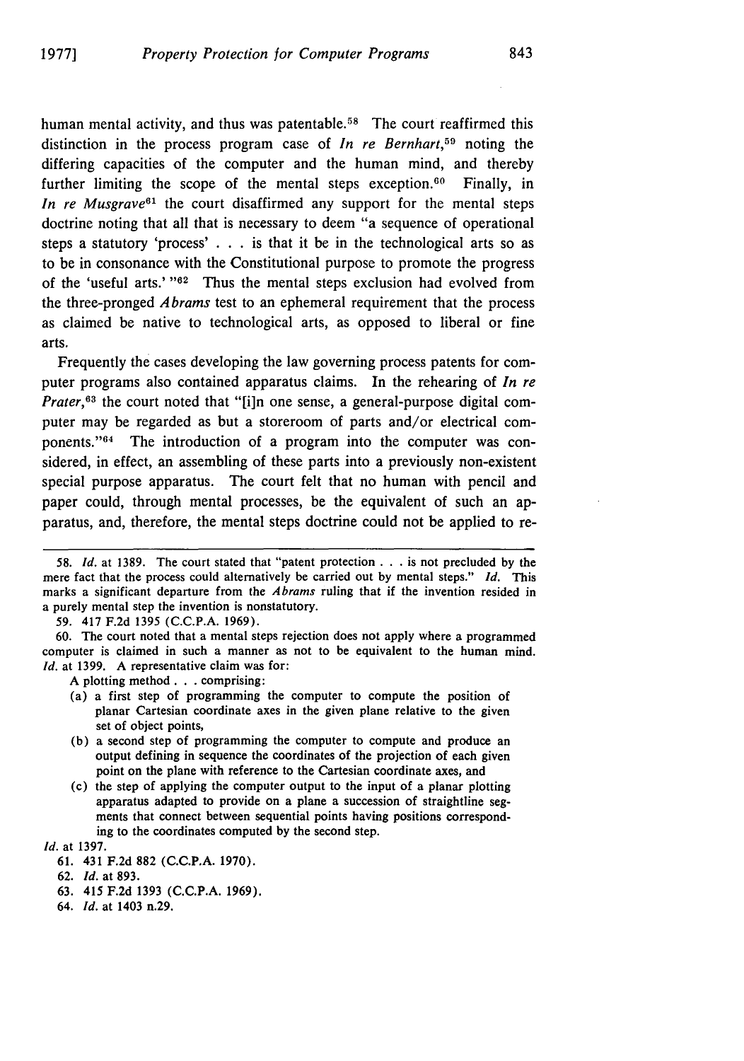human mental activity, and thus was patentable.[58] The court reaffirmed this distinction in the process program case of *In re Bernhart*,[59] noting the differing capacities of the computer and the human mind, and thereby further limiting the scope of the mental steps exception.[60] Finally, in *In re Musgrave*[61] the court disaffirmed any support for the mental steps doctrine noting that all that is necessary to deem "a sequence of operational steps a statutory 'process' . . . is that it be in the technological arts so as to be in consonance with the Constitutional purpose to promote the progress of the 'useful arts.' "[62] Thus the mental steps exclusion had evolved from the three-pronged *Abrams* test to an ephemeral requirement that the process as claimed be native to technological arts, as opposed to liberal or fine arts.

Frequently the cases developing the law governing process patents for computer programs also contained apparatus claims. In the rehearing of *In re Prater*,[63] the court noted that "[i]n one sense, a general-purpose digital computer may be regarded as but a storeroom of parts and/or electrical components."[64] The introduction of a program into the computer was considered, in effect, an assembling of these parts into a previously non-existent special purpose apparatus. The court felt that no human with pencil and paper could, through mental processes, be the equivalent of such an apparatus, and, therefore, the mental steps doctrine could not be applied to re-

---

58. *Id.* at 1389. The court stated that "patent protection . . . is not precluded by the mere fact that the process could alternatively be carried out by mental steps." *Id.* This marks a significant departure from the *Abrams* ruling that if the invention resided in a purely mental step the invention is nonstatutory.

59. 417 F.2d 1395 (C.C.P.A. 1969).

60. The court noted that a mental steps rejection does not apply where a programmed computer is claimed in such a manner as not to be equivalent to the human mind. *Id.* at 1399. A representative claim was for:

> A plotting method . . . comprising:
>
> (a) a first step of programming the computer to compute the position of planar Cartesian coordinate axes in the given plane relative to the given set of object points,
>
> (b) a second step of programming the computer to compute and produce an output defining in sequence the coordinates of the projection of each given point on the plane with reference to the Cartesian coordinate axes, and
>
> (c) the step of applying the computer output to the input of a planar plotting apparatus adapted to provide on a plane a succession of straightline segments that connect between sequential points having positions corresponding to the coordinates computed by the second step.

*Id.* at 1397.

61. 431 F.2d 882 (C.C.P.A. 1970).

62. *Id.* at 893.

63. 415 F.2d 1393 (C.C.P.A. 1969).

64. *Id.* at 1403 n.29.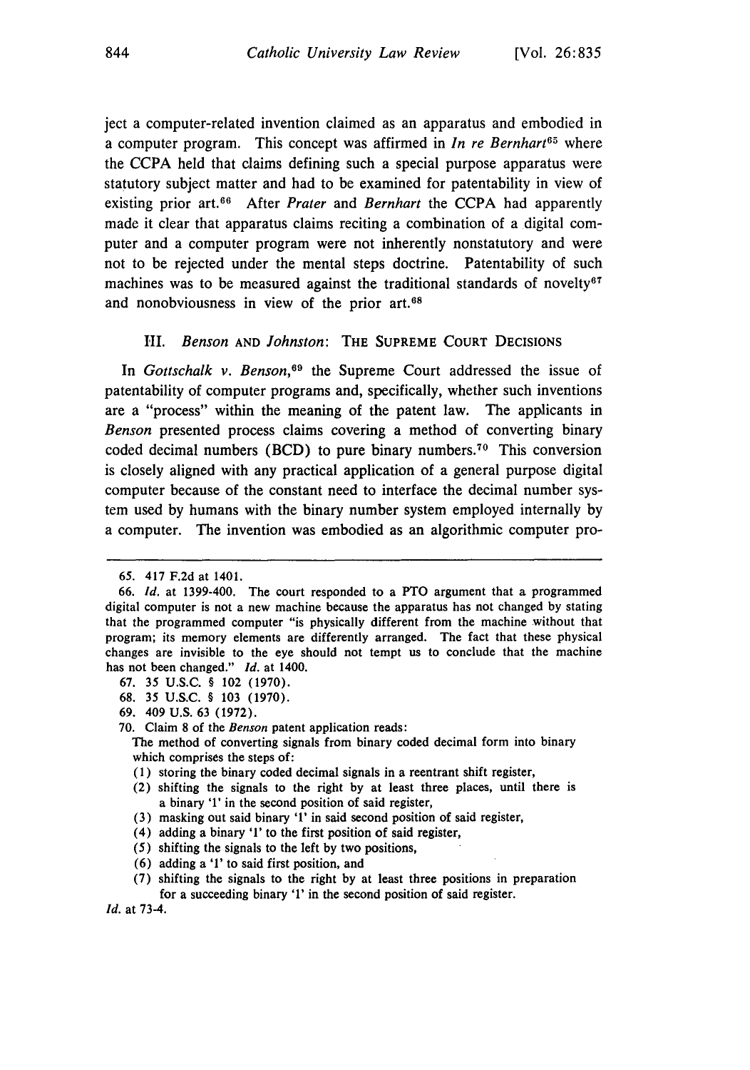ject a computer-related invention claimed as an apparatus and embodied in a computer program. This concept was affirmed in *In re Bernhart*[65] where the CCPA held that claims defining such a special purpose apparatus were statutory subject matter and had to be examined for patentability in view of existing prior art.[66] After *Prater* and *Bernhart* the CCPA had apparently made it clear that apparatus claims reciting a combination of a digital computer and a computer program were not inherently nonstatutory and were not to be rejected under the mental steps doctrine. Patentability of such machines was to be measured against the traditional standards of novelty[67] and nonobviousness in view of the prior art.[68]

### III. *Benson* AND *Johnston*: THE SUPREME COURT DECISIONS

In *Gottschalk v. Benson*,[69] the Supreme Court addressed the issue of patentability of computer programs and, specifically, whether such inventions are a "process" within the meaning of the patent law. The applicants in *Benson* presented process claims covering a method of converting binary coded decimal numbers (BCD) to pure binary numbers.[70] This conversion is closely aligned with any practical application of a general purpose digital computer because of the constant need to interface the decimal number system used by humans with the binary number system employed internally by a computer. The invention was embodied as an algorithmic computer pro-

---

65. 417 F.2d at 1401.

66. *Id.* at 1399-400. The court responded to a PTO argument that a programmed digital computer is not a new machine because the apparatus has not changed by stating that the programmed computer "is physically different from the machine without that program; its memory elements are differently arranged. The fact that these physical changes are invisible to the eye should not tempt us to conclude that the machine has not been changed." *Id.* at 1400.

67. 35 U.S.C. § 102 (1970).

68. 35 U.S.C. § 103 (1970).

69. 409 U.S. 63 (1972).

70. Claim 8 of the *Benson* patent application reads:

The method of converting signals from binary coded decimal form into binary which comprises the steps of:

(1) storing the binary coded decimal signals in a reentrant shift register,
(2) shifting the signals to the right by at least three places, until there is a binary '1' in the second position of said register,
(3) masking out said binary '1' in said second position of said register,
(4) adding a binary '1' to the first position of said register,
(5) shifting the signals to the left by two positions,
(6) adding a '1' to said first position, and
(7) shifting the signals to the right by at least three positions in preparation for a succeeding binary '1' in the second position of said register.

*Id.* at 73-4.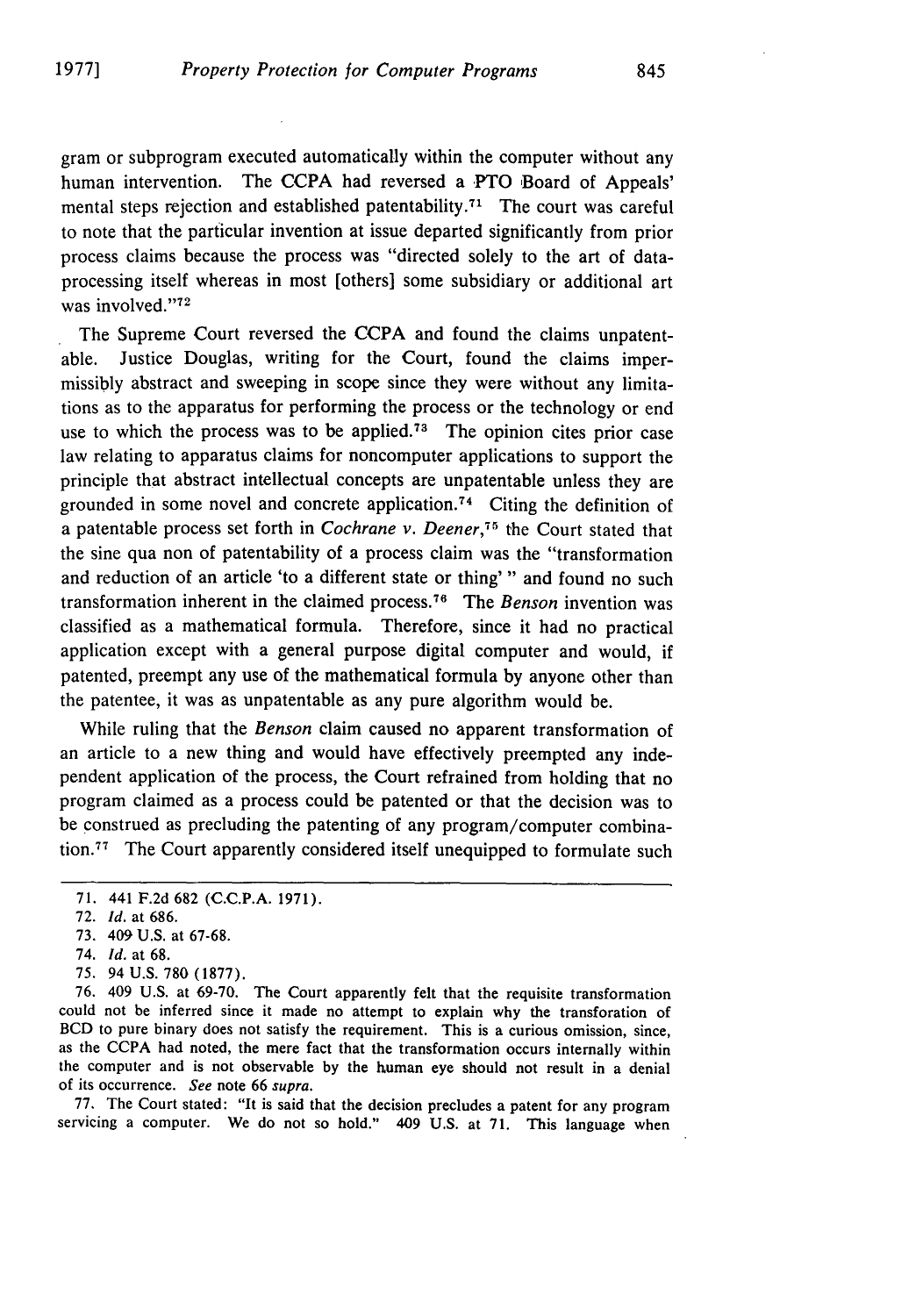gram or subprogram executed automatically within the computer without any human intervention. The CCPA had reversed a PTO Board of Appeals' mental steps rejection and established patentability.[71] The court was careful to note that the particular invention at issue departed significantly from prior process claims because the process was "directed solely to the art of data-processing itself whereas in most [others] some subsidiary or additional art was involved."[72]

The Supreme Court reversed the CCPA and found the claims unpatentable. Justice Douglas, writing for the Court, found the claims impermissibly abstract and sweeping in scope since they were without any limitations as to the apparatus for performing the process or the technology or end use to which the process was to be applied.[73] The opinion cites prior case law relating to apparatus claims for noncomputer applications to support the principle that abstract intellectual concepts are unpatentable unless they are grounded in some novel and concrete application.[74] Citing the definition of a patentable process set forth in *Cochrane v. Deener*,[75] the Court stated that the sine qua non of patentability of a process claim was the "transformation and reduction of an article 'to a different state or thing' " and found no such transformation inherent in the claimed process.[76] The *Benson* invention was classified as a mathematical formula. Therefore, since it had no practical application except with a general purpose digital computer and would, if patented, preempt any use of the mathematical formula by anyone other than the patentee, it was as unpatentable as any pure algorithm would be.

While ruling that the *Benson* claim caused no apparent transformation of an article to a new thing and would have effectively preempted any independent application of the process, the Court refrained from holding that no program claimed as a process could be patented or that the decision was to be construed as precluding the patenting of any program/computer combination.[77] The Court apparently considered itself unequipped to formulate such

---

71. 441 F.2d 682 (C.C.P.A. 1971).

72. *Id.* at 686.

73. 409 U.S. at 67-68.

74. *Id.* at 68.

75. 94 U.S. 780 (1877).

76. 409 U.S. at 69-70. The Court apparently felt that the requisite transformation could not be inferred since it made no attempt to explain why the transforation of BCD to pure binary does not satisfy the requirement. This is a curious omission, since, as the CCPA had noted, the mere fact that the transformation occurs internally within the computer and is not observable by the human eye should not result in a denial of its occurrence. *See* note 66 *supra*.

77. The Court stated: "It is said that the decision precludes a patent for any program servicing a computer. We do not so hold." 409 U.S. at 71. This language when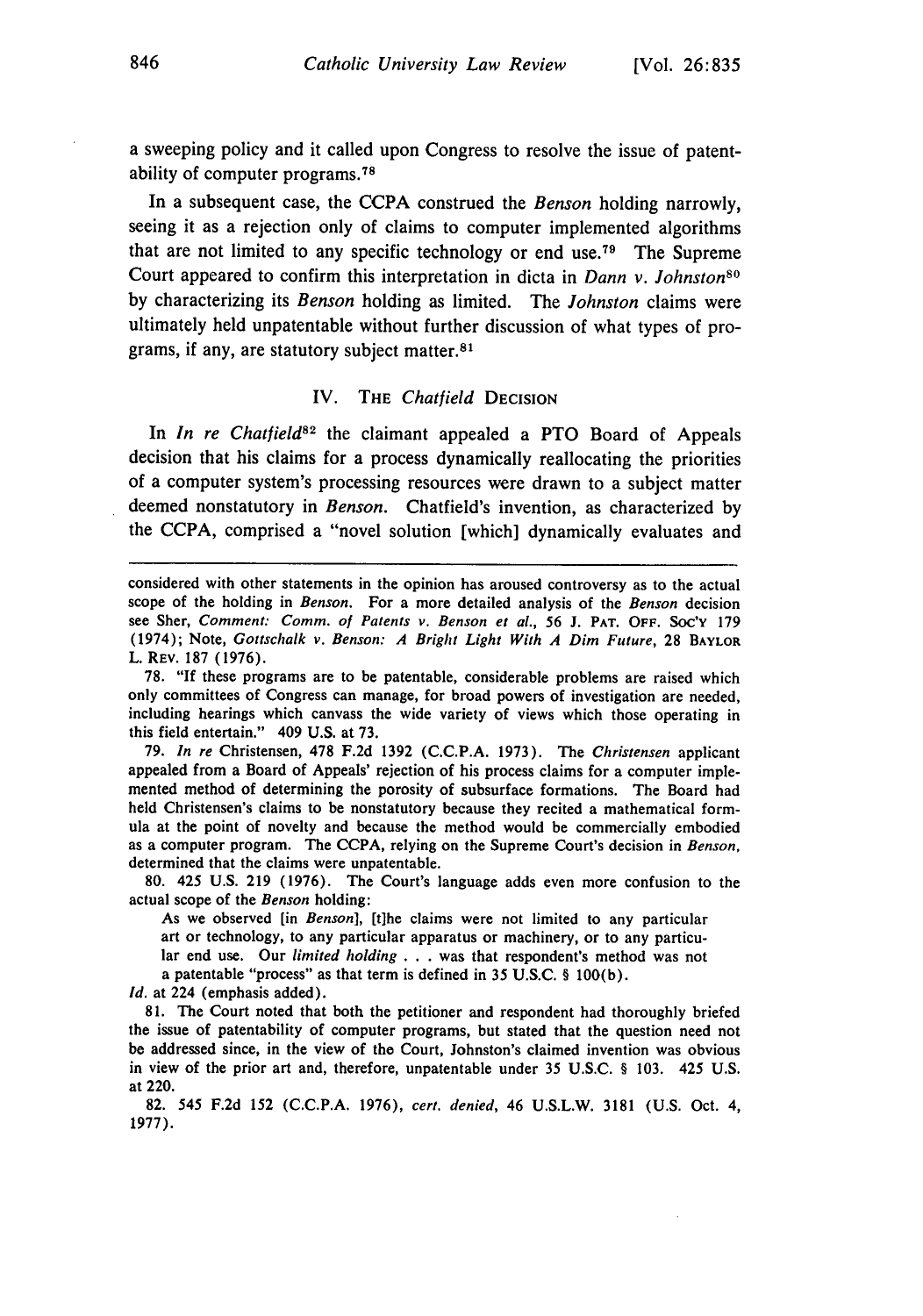a sweeping policy and it called upon Congress to resolve the issue of patentability of computer programs.[78]

In a subsequent case, the CCPA construed the *Benson* holding narrowly, seeing it as a rejection only of claims to computer implemented algorithms that are not limited to any specific technology or end use.[79] The Supreme Court appeared to confirm this interpretation in dicta in *Dann v. Johnston*[80] by characterizing its *Benson* holding as limited. The *Johnston* claims were ultimately held unpatentable without further discussion of what types of programs, if any, are statutory subject matter.[81]

## IV. The *Chatfield* Decision

In *In re Chatfield*[82] the claimant appealed a PTO Board of Appeals decision that his claims for a process dynamically reallocating the priorities of a computer system's processing resources were drawn to a subject matter deemed nonstatutory in *Benson*. Chatfield's invention, as characterized by the CCPA, comprised a "novel solution [which] dynamically evaluates and

---

considered with other statements in the opinion has aroused controversy as to the actual scope of the holding in *Benson*. For a more detailed analysis of the *Benson* decision see Sher, *Comment: Comm. of Patents v. Benson et al.*, 56 J. PAT. OFF. SOC'Y 179 (1974); Note, *Gottschalk v. Benson: A Bright Light With A Dim Future*, 28 BAYLOR L. REV. 187 (1976).

78. "If these programs are to be patentable, considerable problems are raised which only committees of Congress can manage, for broad powers of investigation are needed, including hearings which canvass the wide variety of views which those operating in this field entertain." 409 U.S. at 73.

79. *In re* Christensen, 478 F.2d 1392 (C.C.P.A. 1973). The *Christensen* applicant appealed from a Board of Appeals' rejection of his process claims for a computer implemented method of determining the porosity of subsurface formations. The Board had held Christensen's claims to be nonstatutory because they recited a mathematical formula at the point of novelty and because the method would be commercially embodied as a computer program. The CCPA, relying on the Supreme Court's decision in *Benson*, determined that the claims were unpatentable.

80. 425 U.S. 219 (1976). The Court's language adds even more confusion to the actual scope of the *Benson* holding:

> As we observed [in *Benson*], [t]he claims were not limited to any particular art or technology, to any particular apparatus or machinery, or to any particular end use. Our *limited holding* . . . was that respondent's method was not a patentable "process" as that term is defined in 35 U.S.C. § 100(b).

*Id.* at 224 (emphasis added).

81. The Court noted that both the petitioner and respondent had thoroughly briefed the issue of patentability of computer programs, but stated that the question need not be addressed since, in the view of the Court, Johnston's claimed invention was obvious in view of the prior art and, therefore, unpatentable under 35 U.S.C. § 103. 425 U.S. at 220.

82. 545 F.2d 152 (C.C.P.A. 1976), *cert. denied*, 46 U.S.L.W. 3181 (U.S. Oct. 4, 1977).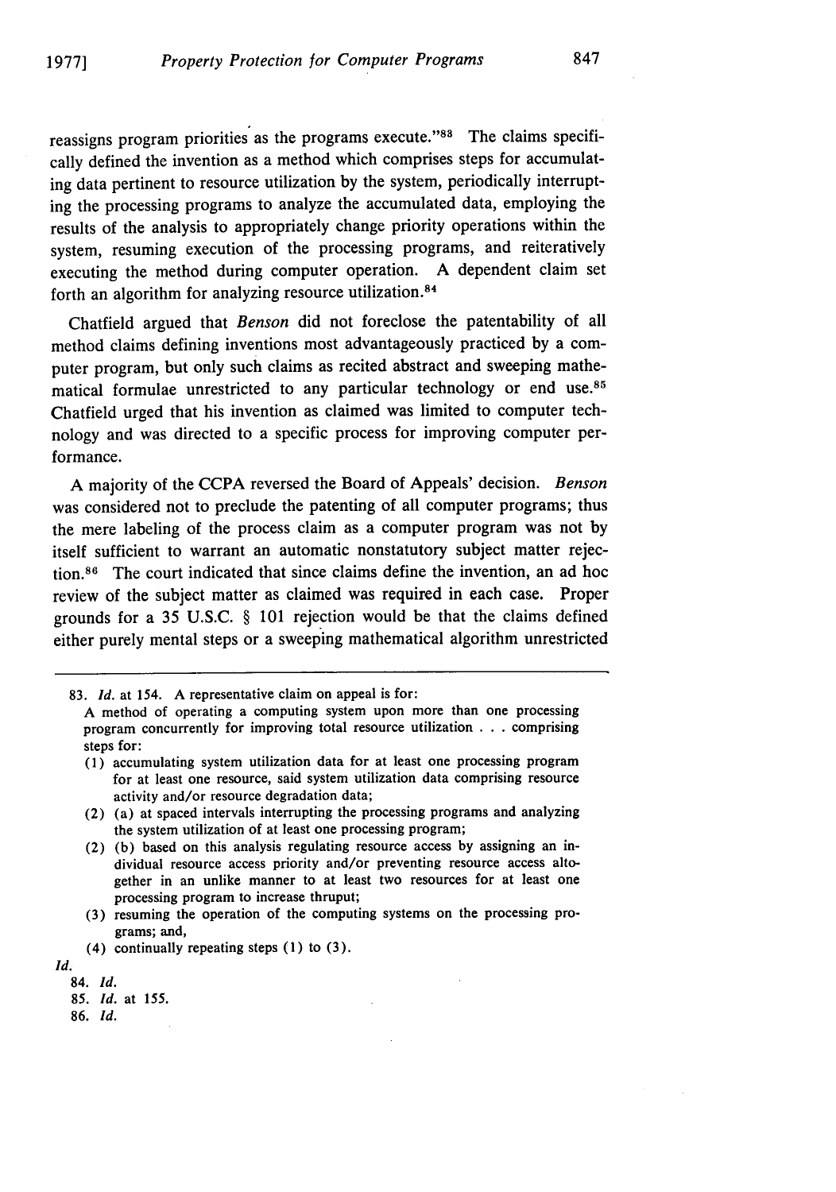reassigns program priorities as the programs execute."[83] The claims specifically defined the invention as a method which comprises steps for accumulating data pertinent to resource utilization by the system, periodically interrupting the processing programs to analyze the accumulated data, employing the results of the analysis to appropriately change priority operations within the system, resuming execution of the processing programs, and reiteratively executing the method during computer operation. A dependent claim set forth an algorithm for analyzing resource utilization.[84]

Chatfield argued that *Benson* did not foreclose the patentability of all method claims defining inventions most advantageously practiced by a computer program, but only such claims as recited abstract and sweeping mathematical formulae unrestricted to any particular technology or end use.[85] Chatfield urged that his invention as claimed was limited to computer technology and was directed to a specific process for improving computer performance.

A majority of the CCPA reversed the Board of Appeals' decision. *Benson* was considered not to preclude the patenting of all computer programs; thus the mere labeling of the process claim as a computer program was not by itself sufficient to warrant an automatic nonstatutory subject matter rejection.[86] The court indicated that since claims define the invention, an ad hoc review of the subject matter as claimed was required in each case. Proper grounds for a 35 U.S.C. § 101 rejection would be that the claims defined either purely mental steps or a sweeping mathematical algorithm unrestricted

---

83. *Id.* at 154. A representative claim on appeal is for:

> A method of operating a computing system upon more than one processing program concurrently for improving total resource utilization . . . comprising steps for:
>
> (1) accumulating system utilization data for at least one processing program for at least one resource, said system utilization data comprising resource activity and/or resource degradation data;
>
> (2) (a) at spaced intervals interrupting the processing programs and analyzing the system utilization of at least one processing program;
>
> (2) (b) based on this analysis regulating resource access by assigning an individual resource access priority and/or preventing resource access altogether in an unlike manner to at least two resources for at least one processing program to increase thruput;
>
> (3) resuming the operation of the computing systems on the processing programs; and,
>
> (4) continually repeating steps (1) to (3).

*Id.*

84. *Id.*

85. *Id.* at 155.

86. *Id.*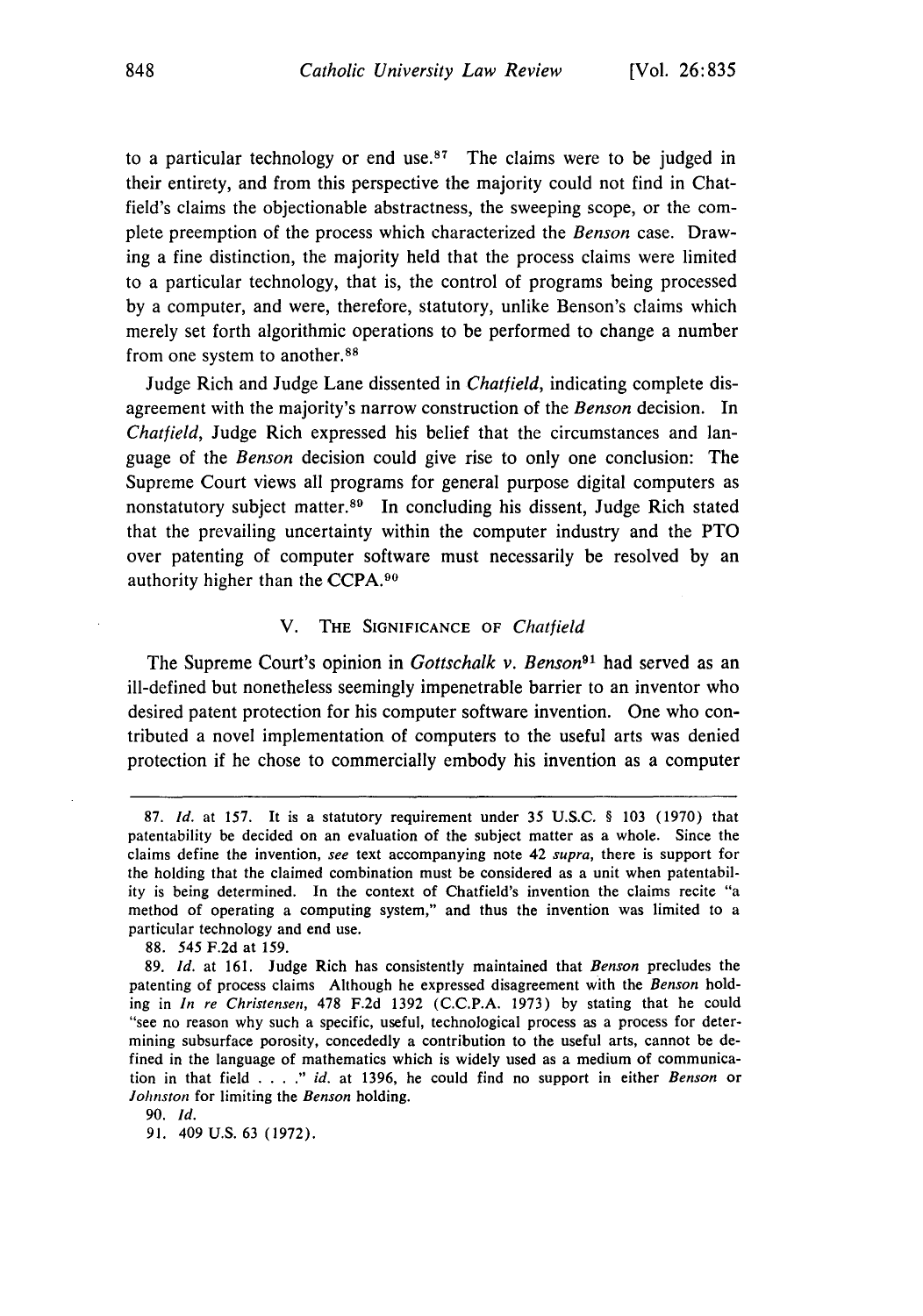to a particular technology or end use.[87] The claims were to be judged in their entirety, and from this perspective the majority could not find in Chatfield's claims the objectionable abstractness, the sweeping scope, or the complete preemption of the process which characterized the *Benson* case. Drawing a fine distinction, the majority held that the process claims were limited to a particular technology, that is, the control of programs being processed by a computer, and were, therefore, statutory, unlike Benson's claims which merely set forth algorithmic operations to be performed to change a number from one system to another.[88]

Judge Rich and Judge Lane dissented in *Chatfield*, indicating complete disagreement with the majority's narrow construction of the *Benson* decision. In *Chatfield*, Judge Rich expressed his belief that the circumstances and language of the *Benson* decision could give rise to only one conclusion: The Supreme Court views all programs for general purpose digital computers as nonstatutory subject matter.[89] In concluding his dissent, Judge Rich stated that the prevailing uncertainty within the computer industry and the PTO over patenting of computer software must necessarily be resolved by an authority higher than the CCPA.[90]

## V. The Significance of *Chatfield*

The Supreme Court's opinion in *Gottschalk v. Benson*[91] had served as an ill-defined but nonetheless seemingly impenetrable barrier to an inventor who desired patent protection for his computer software invention. One who contributed a novel implementation of computers to the useful arts was denied protection if he chose to commercially embody his invention as a computer

---

87. *Id.* at 157. It is a statutory requirement under 35 U.S.C. § 103 (1970) that patentability be decided on an evaluation of the subject matter as a whole. Since the claims define the invention, *see* text accompanying note 42 *supra*, there is support for the holding that the claimed combination must be considered as a unit when patentability is being determined. In the context of Chatfield's invention the claims recite "a method of operating a computing system," and thus the invention was limited to a particular technology and end use.

88. 545 F.2d at 159.

89. *Id.* at 161. Judge Rich has consistently maintained that *Benson* precludes the patenting of process claims Although he expressed disagreement with the *Benson* holding in *In re Christensen*, 478 F.2d 1392 (C.C.P.A. 1973) by stating that he could "see no reason why such a specific, useful, technological process as a process for determining subsurface porosity, concededly a contribution to the useful arts, cannot be defined in the language of mathematics which is widely used as a medium of communication in that field . . . ." *id.* at 1396, he could find no support in either *Benson* or *Johnston* for limiting the *Benson* holding.

90. *Id.*

91. 409 U.S. 63 (1972).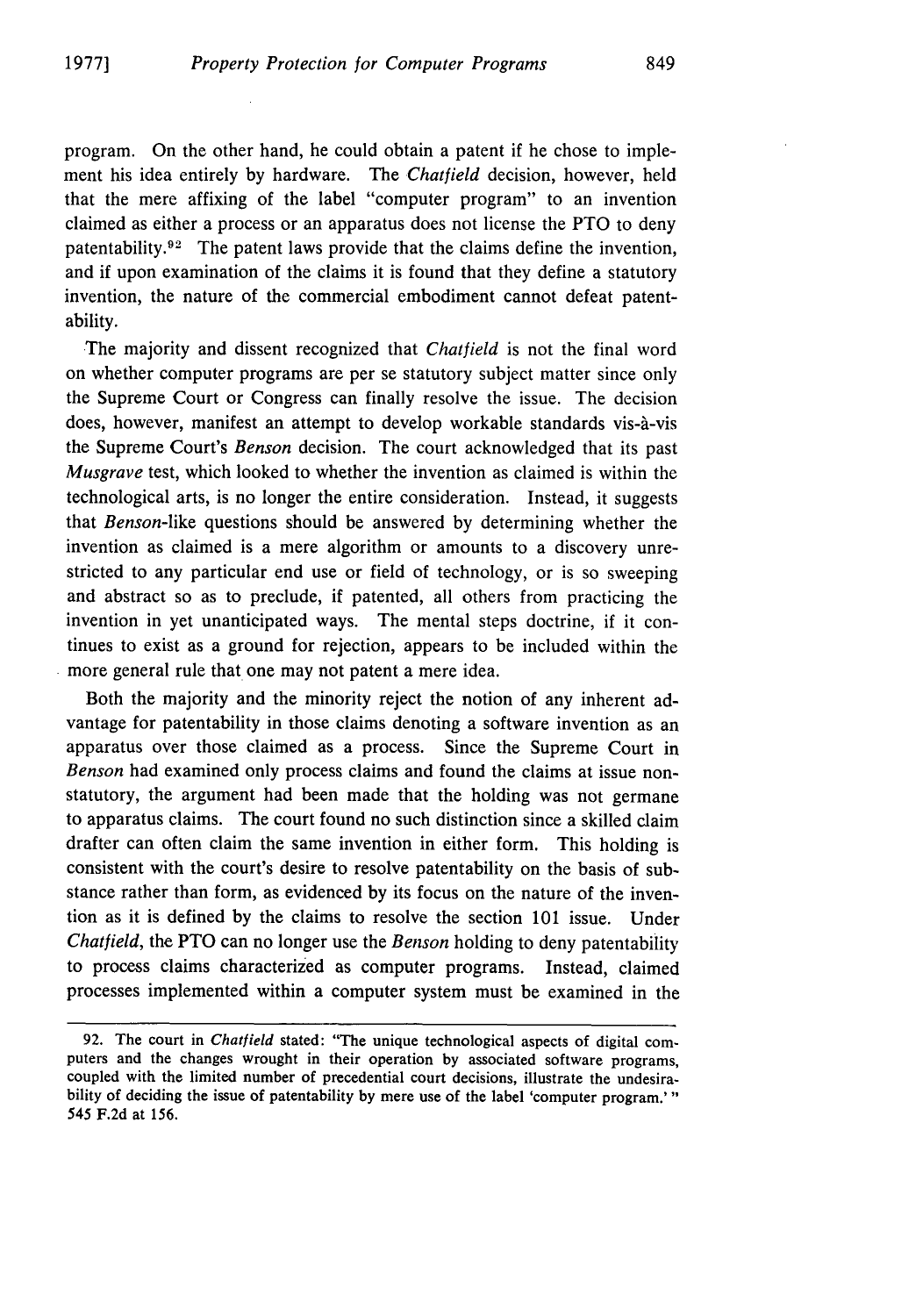program. On the other hand, he could obtain a patent if he chose to implement his idea entirely by hardware. The *Chatfield* decision, however, held that the mere affixing of the label "computer program" to an invention claimed as either a process or an apparatus does not license the PTO to deny patentability.[92] The patent laws provide that the claims define the invention, and if upon examination of the claims it is found that they define a statutory invention, the nature of the commercial embodiment cannot defeat patentability.

The majority and dissent recognized that *Chatfield* is not the final word on whether computer programs are per se statutory subject matter since only the Supreme Court or Congress can finally resolve the issue. The decision does, however, manifest an attempt to develop workable standards vis-à-vis the Supreme Court's *Benson* decision. The court acknowledged that its past *Musgrave* test, which looked to whether the invention as claimed is within the technological arts, is no longer the entire consideration. Instead, it suggests that *Benson*-like questions should be answered by determining whether the invention as claimed is a mere algorithm or amounts to a discovery unrestricted to any particular end use or field of technology, or is so sweeping and abstract so as to preclude, if patented, all others from practicing the invention in yet unanticipated ways. The mental steps doctrine, if it continues to exist as a ground for rejection, appears to be included within the more general rule that one may not patent a mere idea.

Both the majority and the minority reject the notion of any inherent advantage for patentability in those claims denoting a software invention as an apparatus over those claimed as a process. Since the Supreme Court in *Benson* had examined only process claims and found the claims at issue nonstatutory, the argument had been made that the holding was not germane to apparatus claims. The court found no such distinction since a skilled claim drafter can often claim the same invention in either form. This holding is consistent with the court's desire to resolve patentability on the basis of substance rather than form, as evidenced by its focus on the nature of the invention as it is defined by the claims to resolve the section 101 issue. Under *Chatfield*, the PTO can no longer use the *Benson* holding to deny patentability to process claims characterized as computer programs. Instead, claimed processes implemented within a computer system must be examined in the

---

92. The court in *Chatfield* stated: "The unique technological aspects of digital computers and the changes wrought in their operation by associated software programs, coupled with the limited number of precedential court decisions, illustrate the undesirability of deciding the issue of patentability by mere use of the label 'computer program.'" 545 F.2d at 156.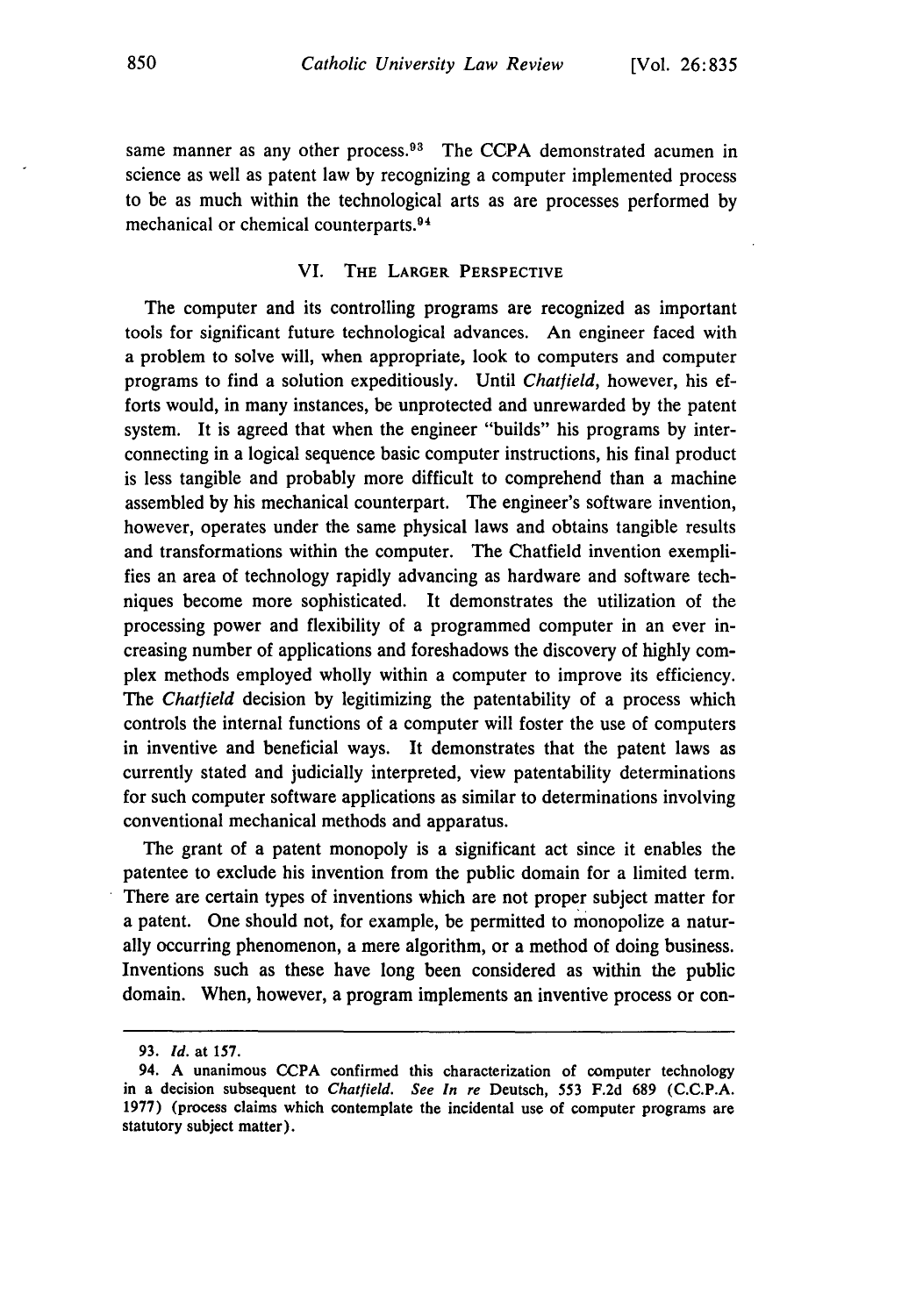same manner as any other process.[93] The CCPA demonstrated acumen in science as well as patent law by recognizing a computer implemented process to be as much within the technological arts as are processes performed by mechanical or chemical counterparts.[94]

## VI. THE LARGER PERSPECTIVE

The computer and its controlling programs are recognized as important tools for significant future technological advances. An engineer faced with a problem to solve will, when appropriate, look to computers and computer programs to find a solution expeditiously. Until *Chatfield*, however, his efforts would, in many instances, be unprotected and unrewarded by the patent system. It is agreed that when the engineer "builds" his programs by interconnecting in a logical sequence basic computer instructions, his final product is less tangible and probably more difficult to comprehend than a machine assembled by his mechanical counterpart. The engineer's software invention, however, operates under the same physical laws and obtains tangible results and transformations within the computer. The Chatfield invention exemplifies an area of technology rapidly advancing as hardware and software techniques become more sophisticated. It demonstrates the utilization of the processing power and flexibility of a programmed computer in an ever increasing number of applications and foreshadows the discovery of highly complex methods employed wholly within a computer to improve its efficiency. The *Chatfield* decision by legitimizing the patentability of a process which controls the internal functions of a computer will foster the use of computers in inventive and beneficial ways. It demonstrates that the patent laws as currently stated and judicially interpreted, view patentability determinations for such computer software applications as similar to determinations involving conventional mechanical methods and apparatus.

The grant of a patent monopoly is a significant act since it enables the patentee to exclude his invention from the public domain for a limited term. There are certain types of inventions which are not proper subject matter for a patent. One should not, for example, be permitted to monopolize a naturally occurring phenomenon, a mere algorithm, or a method of doing business. Inventions such as these have long been considered as within the public domain. When, however, a program implements an inventive process or con-

---

93. *Id.* at 157.

94. A unanimous CCPA confirmed this characterization of computer technology in a decision subsequent to *Chatfield*. *See In re* Deutsch, 553 F.2d 689 (C.C.P.A. 1977) (process claims which contemplate the incidental use of computer programs are statutory subject matter).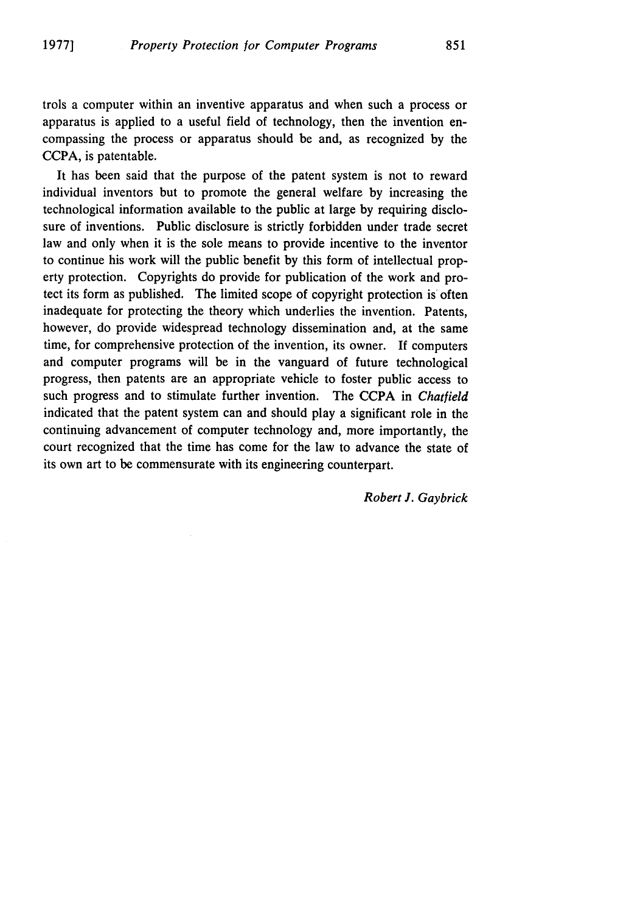trols a computer within an inventive apparatus and when such a process or apparatus is applied to a useful field of technology, then the invention encompassing the process or apparatus should be and, as recognized by the CCPA, is patentable.

It has been said that the purpose of the patent system is not to reward individual inventors but to promote the general welfare by increasing the technological information available to the public at large by requiring disclosure of inventions. Public disclosure is strictly forbidden under trade secret law and only when it is the sole means to provide incentive to the inventor to continue his work will the public benefit by this form of intellectual property protection. Copyrights do provide for publication of the work and protect its form as published. The limited scope of copyright protection is often inadequate for protecting the theory which underlies the invention. Patents, however, do provide widespread technology dissemination and, at the same time, for comprehensive protection of the invention, its owner. If computers and computer programs will be in the vanguard of future technological progress, then patents are an appropriate vehicle to foster public access to such progress and to stimulate further invention. The CCPA in *Chatfield* indicated that the patent system can and should play a significant role in the continuing advancement of computer technology and, more importantly, the court recognized that the time has come for the law to advance the state of its own art to be commensurate with its engineering counterpart.

*Robert J. Gaybrick*